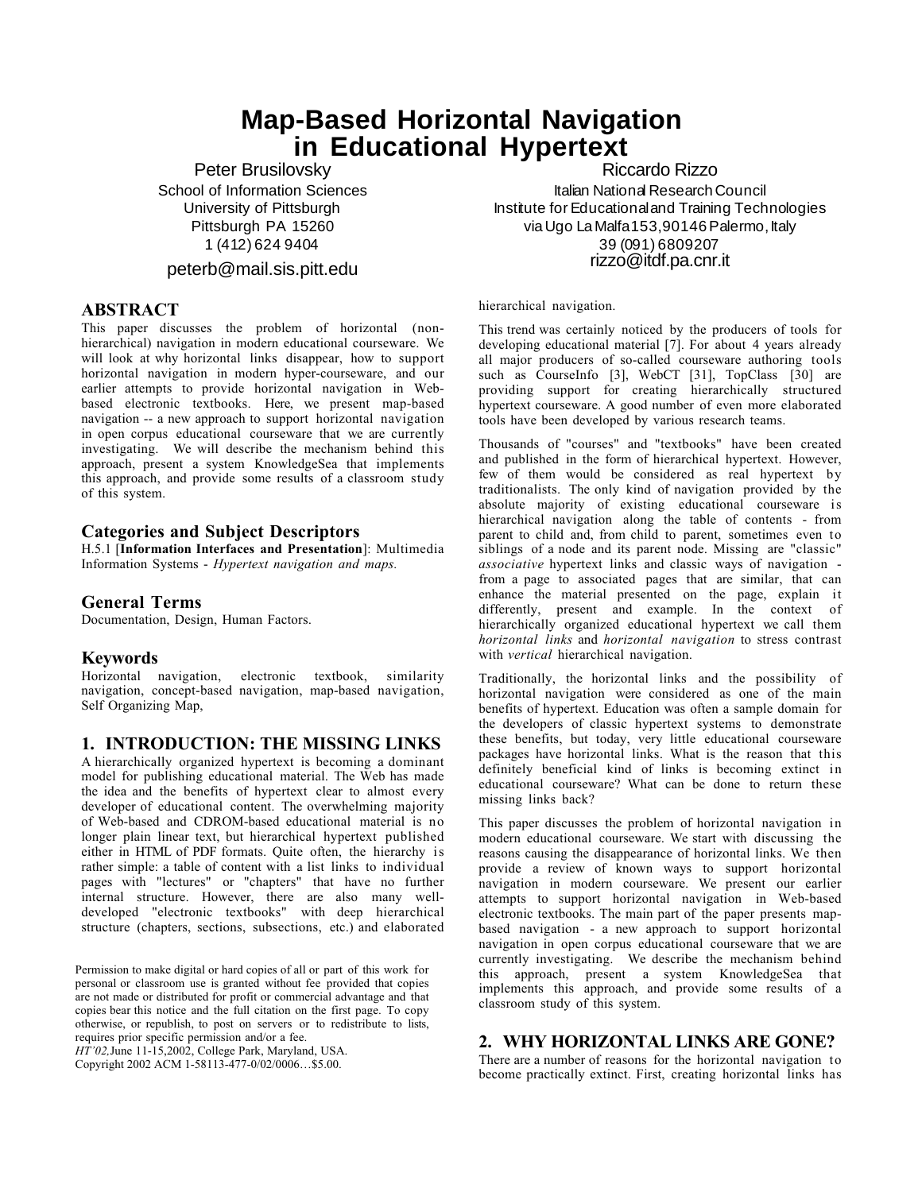# Map-Based Horizontal Navigation in Educational Hypertext

Peter Brusilovsky
School of Information Sciences
University of Pittsburgh
Pittsburgh PA 15260
1 (412) 624 9404
peterb@mail.sis.pitt.edu

Riccardo Rizzo
Italian National Research Council
Institute for Educational and Training Technologies
via Ugo La Malfa 153, 90146 Palermo, Italy
39 (091) 6809207
rizzo@itdf.pa.cnr.it

## ABSTRACT

This paper discusses the problem of horizontal (non-hierarchical) navigation in modern educational courseware. We will look at why horizontal links disappear, how to support horizontal navigation in modern hyper-courseware, and our earlier attempts to provide horizontal navigation in Web-based electronic textbooks. Here, we present map-based navigation -- a new approach to support horizontal navigation in open corpus educational courseware that we are currently investigating. We will describe the mechanism behind this approach, present a system KnowledgeSea that implements this approach, and provide some results of a classroom study of this system.

### Categories and Subject Descriptors

H.5.1 [**Information Interfaces and Presentation**]: Multimedia Information Systems - *Hypertext navigation and maps.*

### General Terms

Documentation, Design, Human Factors.

### Keywords

Horizontal navigation, electronic textbook, similarity navigation, concept-based navigation, map-based navigation, Self Organizing Map,

## 1. INTRODUCTION: THE MISSING LINKS

A hierarchically organized hypertext is becoming a dominant model for publishing educational material. The Web has made the idea and the benefits of hypertext clear to almost every developer of educational content. The overwhelming majority of Web-based and CDROM-based educational material is no longer plain linear text, but hierarchical hypertext published either in HTML of PDF formats. Quite often, the hierarchy is rather simple: a table of content with a list links to individual pages with "lectures" or "chapters" that have no further internal structure. However, there are also many well-developed "electronic textbooks" with deep hierarchical structure (chapters, sections, subsections, etc.) and elaborated hierarchical navigation.

This trend was certainly noticed by the producers of tools for developing educational material [7]. For about 4 years already all major producers of so-called courseware authoring tools such as CourseInfo [3], WebCT [31], TopClass [30] are providing support for creating hierarchically structured hypertext courseware. A good number of even more elaborated tools have been developed by various research teams.

Thousands of "courses" and "textbooks" have been created and published in the form of hierarchical hypertext. However, few of them would be considered as real hypertext by traditionalists. The only kind of navigation provided by the absolute majority of existing educational courseware is hierarchical navigation along the table of contents - from parent to child and, from child to parent, sometimes even to siblings of a node and its parent node. Missing are "classic" *associative* hypertext links and classic ways of navigation - from a page to associated pages that are similar, that can enhance the material presented on the page, explain it differently, present and example. In the context of hierarchically organized educational hypertext we call them *horizontal links* and *horizontal navigation* to stress contrast with *vertical* hierarchical navigation.

Traditionally, the horizontal links and the possibility of horizontal navigation were considered as one of the main benefits of hypertext. Education was often a sample domain for the developers of classic hypertext systems to demonstrate these benefits, but today, very little educational courseware packages have horizontal links. What is the reason that this definitely beneficial kind of links is becoming extinct in educational courseware? What can be done to return these missing links back?

This paper discusses the problem of horizontal navigation in modern educational courseware. We start with discussing the reasons causing the disappearance of horizontal links. We then provide a review of known ways to support horizontal navigation in modern courseware. We present our earlier attempts to support horizontal navigation in Web-based electronic textbooks. The main part of the paper presents map-based navigation - a new approach to support horizontal navigation in open corpus educational courseware that we are currently investigating. We describe the mechanism behind this approach, present a system KnowledgeSea that implements this approach, and provide some results of a classroom study of this system.

## 2. WHY HORIZONTAL LINKS ARE GONE?

There are a number of reasons for the horizontal navigation to become practically extinct. First, creating horizontal links has

Permission to make digital or hard copies of all or part of this work for personal or classroom use is granted without fee provided that copies are not made or distributed for profit or commercial advantage and that copies bear this notice and the full citation on the first page. To copy otherwise, or republish, to post on servers or to redistribute to lists, requires prior specific permission and/or a fee.
*HT'02,* June 11-15, 2002, College Park, Maryland, USA.
Copyright 2002 ACM 1-58113-477-0/02/0006…$5.00.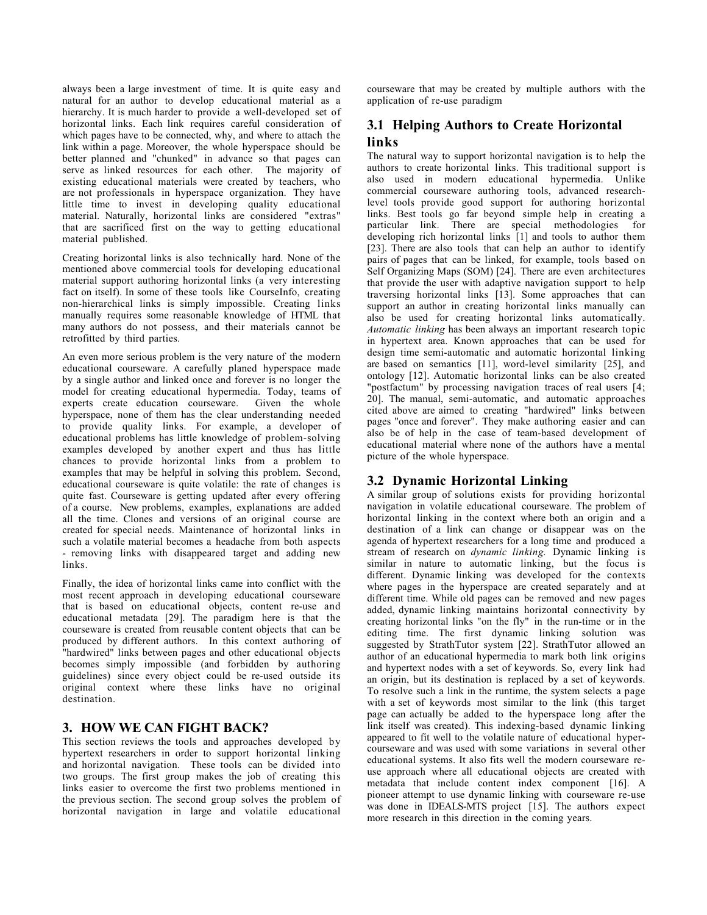always been a large investment of time. It is quite easy and natural for an author to develop educational material as a hierarchy. It is much harder to provide a well-developed set of horizontal links. Each link requires careful consideration of which pages have to be connected, why, and where to attach the link within a page. Moreover, the whole hyperspace should be better planned and "chunked" in advance so that pages can serve as linked resources for each other. The majority of existing educational materials were created by teachers, who are not professionals in hyperspace organization. They have little time to invest in developing quality educational material. Naturally, horizontal links are considered "extras" that are sacrificed first on the way to getting educational material published.

Creating horizontal links is also technically hard. None of the mentioned above commercial tools for developing educational material support authoring horizontal links (a very interesting fact on itself). In some of these tools like CourseInfo, creating non-hierarchical links is simply impossible. Creating links manually requires some reasonable knowledge of HTML that many authors do not possess, and their materials cannot be retrofitted by third parties.

An even more serious problem is the very nature of the modern educational courseware. A carefully planed hyperspace made by a single author and linked once and forever is no longer the model for creating educational hypermedia. Today, teams of experts create education courseware. Given the whole hyperspace, none of them has the clear understanding needed to provide quality links. For example, a developer of educational problems has little knowledge of problem-solving examples developed by another expert and thus has little chances to provide horizontal links from a problem to examples that may be helpful in solving this problem. Second, educational courseware is quite volatile: the rate of changes is quite fast. Courseware is getting updated after every offering of a course. New problems, examples, explanations are added all the time. Clones and versions of an original course are created for special needs. Maintenance of horizontal links in such a volatile material becomes a headache from both aspects - removing links with disappeared target and adding new links.

Finally, the idea of horizontal links came into conflict with the most recent approach in developing educational courseware that is based on educational objects, content re-use and educational metadata [29]. The paradigm here is that the courseware is created from reusable content objects that can be produced by different authors. In this context authoring of "hardwired" links between pages and other educational objects becomes simply impossible (and forbidden by authoring guidelines) since every object could be re-used outside its original context where these links have no original destination.

## 3. HOW WE CAN FIGHT BACK?

This section reviews the tools and approaches developed by hypertext researchers in order to support horizontal linking and horizontal navigation. These tools can be divided into two groups. The first group makes the job of creating this links easier to overcome the first two problems mentioned in the previous section. The second group solves the problem of horizontal navigation in large and volatile educational courseware that may be created by multiple authors with the application of re-use paradigm

### 3.1 Helping Authors to Create Horizontal links

The natural way to support horizontal navigation is to help the authors to create horizontal links. This traditional support is also used in modern educational hypermedia. Unlike commercial courseware authoring tools, advanced research-level tools provide good support for authoring horizontal links. Best tools go far beyond simple help in creating a particular link. There are special methodologies for developing rich horizontal links [1] and tools to author them [23]. There are also tools that can help an author to identify pairs of pages that can be linked, for example, tools based on Self Organizing Maps (SOM) [24]. There are even architectures that provide the user with adaptive navigation support to help traversing horizontal links [13]. Some approaches that can support an author in creating horizontal links manually can also be used for creating horizontal links automatically. *Automatic linking* has been always an important research topic in hypertext area. Known approaches that can be used for design time semi-automatic and automatic horizontal linking are based on semantics [11], word-level similarity [25], and ontology [12]. Automatic horizontal links can be also created "postfactum" by processing navigation traces of real users [4; 20]. The manual, semi-automatic, and automatic approaches cited above are aimed to creating "hardwired" links between pages "once and forever". They make authoring easier and can also be of help in the case of team-based development of educational material where none of the authors have a mental picture of the whole hyperspace.

### 3.2 Dynamic Horizontal Linking

A similar group of solutions exists for providing horizontal navigation in volatile educational courseware. The problem of horizontal linking in the context where both an origin and a destination of a link can change or disappear was on the agenda of hypertext researchers for a long time and produced a stream of research on *dynamic linking.* Dynamic linking is similar in nature to automatic linking, but the focus is different. Dynamic linking was developed for the contexts where pages in the hyperspace are created separately and at different time. While old pages can be removed and new pages added, dynamic linking maintains horizontal connectivity by creating horizontal links "on the fly" in the run-time or in the editing time. The first dynamic linking solution was suggested by StrathTutor system [22]. StrathTutor allowed an author of an educational hypermedia to mark both link origins and hypertext nodes with a set of keywords. So, every link had an origin, but its destination is replaced by a set of keywords. To resolve such a link in the runtime, the system selects a page with a set of keywords most similar to the link (this target page can actually be added to the hyperspace long after the link itself was created). This indexing-based dynamic linking appeared to fit well to the volatile nature of educational hyper-courseware and was used with some variations in several other educational systems. It also fits well the modern courseware re-use approach where all educational objects are created with metadata that include content index component [16]. A pioneer attempt to use dynamic linking with courseware re-use was done in IDEALS-MTS project [15]. The authors expect more research in this direction in the coming years.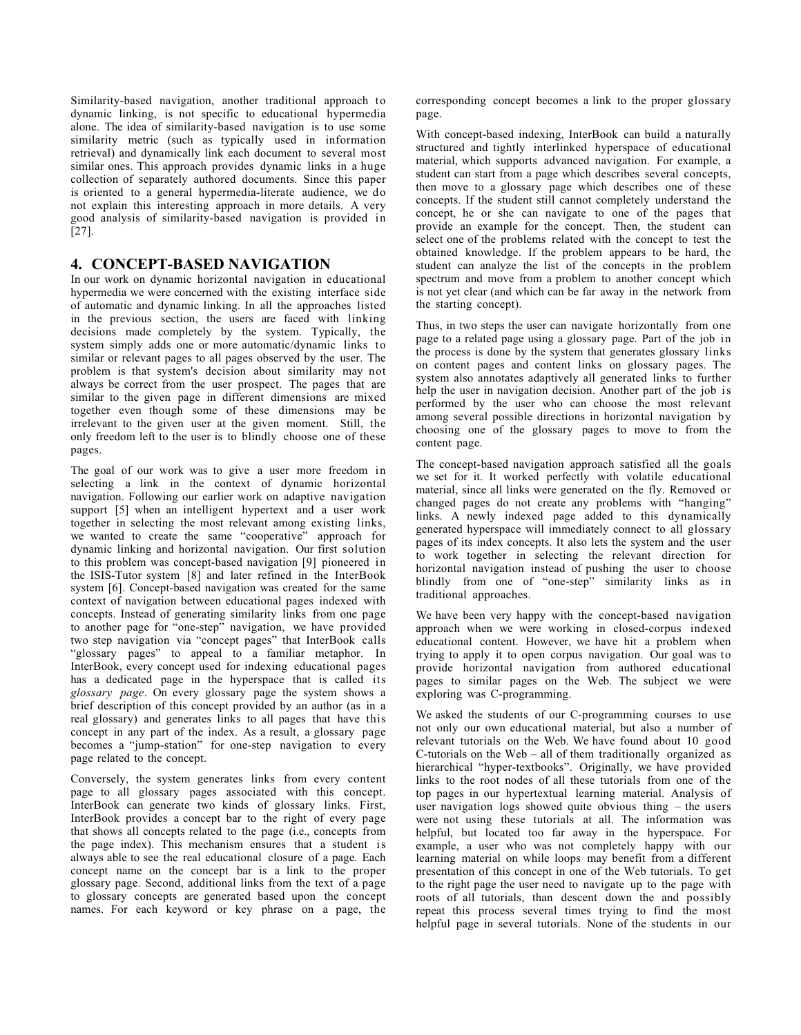Similarity-based navigation, another traditional approach to dynamic linking, is not specific to educational hypermedia alone. The idea of similarity-based navigation is to use some similarity metric (such as typically used in information retrieval) and dynamically link each document to several most similar ones. This approach provides dynamic links in a huge collection of separately authored documents. Since this paper is oriented to a general hypermedia-literate audience, we do not explain this interesting approach in more details. A very good analysis of similarity-based navigation is provided in [27].

## 4. CONCEPT-BASED NAVIGATION

In our work on dynamic horizontal navigation in educational hypermedia we were concerned with the existing interface side of automatic and dynamic linking. In all the approaches listed in the previous section, the users are faced with linking decisions made completely by the system. Typically, the system simply adds one or more automatic/dynamic links to similar or relevant pages to all pages observed by the user. The problem is that system's decision about similarity may not always be correct from the user prospect. The pages that are similar to the given page in different dimensions are mixed together even though some of these dimensions may be irrelevant to the given user at the given moment. Still, the only freedom left to the user is to blindly choose one of these pages.

The goal of our work was to give a user more freedom in selecting a link in the context of dynamic horizontal navigation. Following our earlier work on adaptive navigation support [5] when an intelligent hypertext and a user work together in selecting the most relevant among existing links, we wanted to create the same "cooperative" approach for dynamic linking and horizontal navigation. Our first solution to this problem was concept-based navigation [9] pioneered in the ISIS-Tutor system [8] and later refined in the InterBook system [6]. Concept-based navigation was created for the same context of navigation between educational pages indexed with concepts. Instead of generating similarity links from one page to another page for "one-step" navigation, we have provided two step navigation via "concept pages" that InterBook calls "glossary pages" to appeal to a familiar metaphor. In InterBook, every concept used for indexing educational pages has a dedicated page in the hyperspace that is called its *glossary page*. On every glossary page the system shows a brief description of this concept provided by an author (as in a real glossary) and generates links to all pages that have this concept in any part of the index. As a result, a glossary page becomes a "jump-station" for one-step navigation to every page related to the concept.

Conversely, the system generates links from every content page to all glossary pages associated with this concept. InterBook can generate two kinds of glossary links. First, InterBook provides a concept bar to the right of every page that shows all concepts related to the page (i.e., concepts from the page index). This mechanism ensures that a student is always able to see the real educational closure of a page. Each concept name on the concept bar is a link to the proper glossary page. Second, additional links from the text of a page to glossary concepts are generated based upon the concept names. For each keyword or key phrase on a page, the corresponding concept becomes a link to the proper glossary page.

With concept-based indexing, InterBook can build a naturally structured and tightly interlinked hyperspace of educational material, which supports advanced navigation. For example, a student can start from a page which describes several concepts, then move to a glossary page which describes one of these concepts. If the student still cannot completely understand the concept, he or she can navigate to one of the pages that provide an example for the concept. Then, the student can select one of the problems related with the concept to test the obtained knowledge. If the problem appears to be hard, the student can analyze the list of the concepts in the problem spectrum and move from a problem to another concept which is not yet clear (and which can be far away in the network from the starting concept).

Thus, in two steps the user can navigate horizontally from one page to a related page using a glossary page. Part of the job in the process is done by the system that generates glossary links on content pages and content links on glossary pages. The system also annotates adaptively all generated links to further help the user in navigation decision. Another part of the job is performed by the user who can choose the most relevant among several possible directions in horizontal navigation by choosing one of the glossary pages to move to from the content page.

The concept-based navigation approach satisfied all the goals we set for it. It worked perfectly with volatile educational material, since all links were generated on the fly. Removed or changed pages do not create any problems with "hanging" links. A newly indexed page added to this dynamically generated hyperspace will immediately connect to all glossary pages of its index concepts. It also lets the system and the user to work together in selecting the relevant direction for horizontal navigation instead of pushing the user to choose blindly from one of "one-step" similarity links as in traditional approaches.

We have been very happy with the concept-based navigation approach when we were working in closed-corpus indexed educational content. However, we have hit a problem when trying to apply it to open corpus navigation. Our goal was to provide horizontal navigation from authored educational pages to similar pages on the Web. The subject we were exploring was C-programming.

We asked the students of our C-programming courses to use not only our own educational material, but also a number of relevant tutorials on the Web. We have found about 10 good C-tutorials on the Web – all of them traditionally organized as hierarchical "hyper-textbooks". Originally, we have provided links to the root nodes of all these tutorials from one of the top pages in our hypertextual learning material. Analysis of user navigation logs showed quite obvious thing – the users were not using these tutorials at all. The information was helpful, but located too far away in the hyperspace. For example, a user who was not completely happy with our learning material on while loops may benefit from a different presentation of this concept in one of the Web tutorials. To get to the right page the user need to navigate up to the page with roots of all tutorials, than descent down the and possibly repeat this process several times trying to find the most helpful page in several tutorials. None of the students in our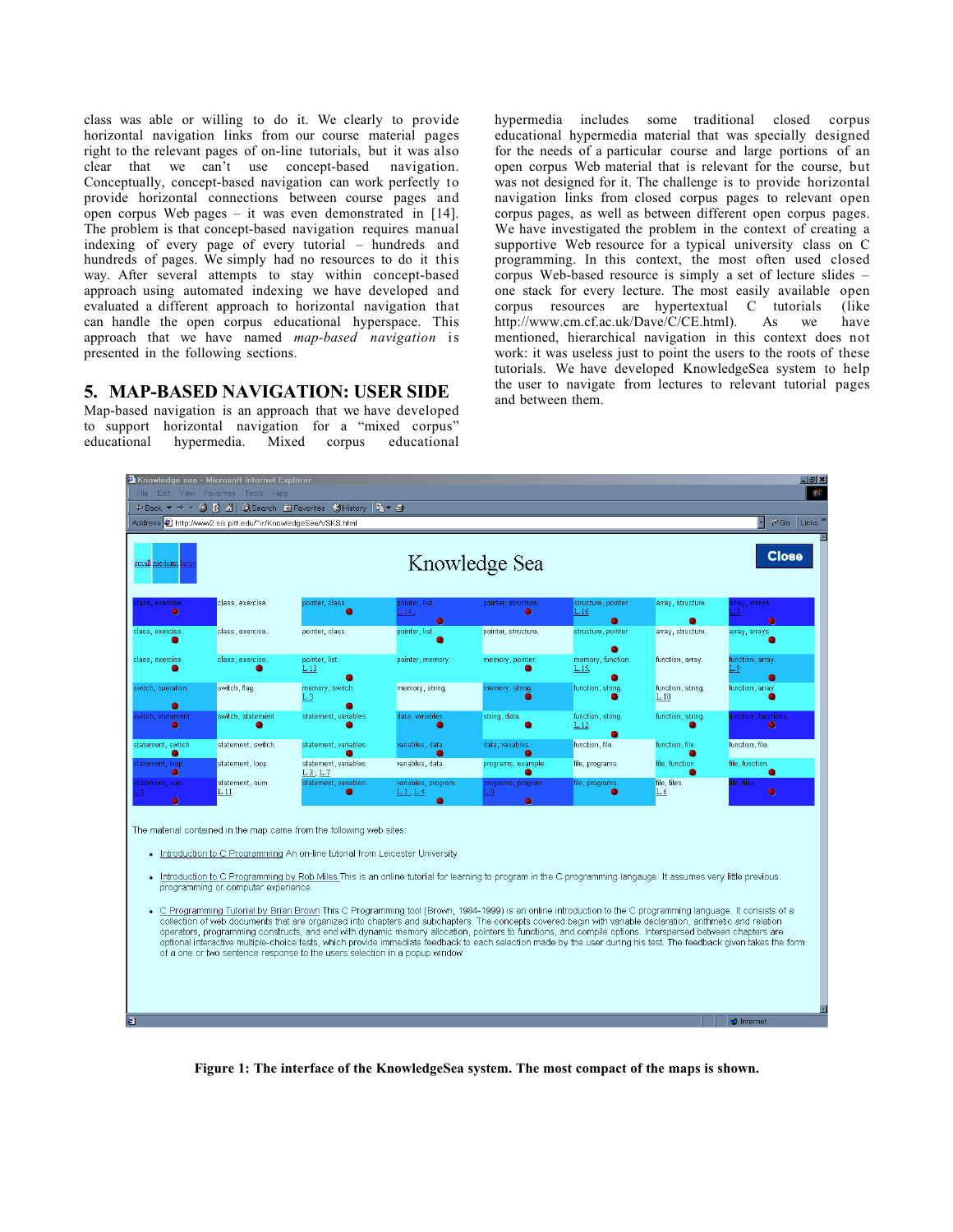class was able or willing to do it. We clearly to provide horizontal navigation links from our course material pages right to the relevant pages of on-line tutorials, but it was also clear that we can't use concept-based navigation. Conceptually, concept-based navigation can work perfectly to provide horizontal connections between course pages and open corpus Web pages – it was even demonstrated in [14]. The problem is that concept-based navigation requires manual indexing of every page of every tutorial – hundreds and hundreds of pages. We simply had no resources to do it this way. After several attempts to stay within concept-based approach using automated indexing we have developed and evaluated a different approach to horizontal navigation that can handle the open corpus educational hyperspace. This approach that we have named *map-based navigation* is presented in the following sections.

## 5. MAP-BASED NAVIGATION: USER SIDE

Map-based navigation is an approach that we have developed to support horizontal navigation for a "mixed corpus" educational hypermedia. Mixed corpus educational hypermedia includes some traditional closed corpus educational hypermedia material that was specially designed for the needs of a particular course and large portions of an open corpus Web material that is relevant for the course, but was not designed for it. The challenge is to provide horizontal navigation links from closed corpus pages to relevant open corpus pages, as well as between different open corpus pages. We have investigated the problem in the context of creating a supportive Web resource for a typical university class on C programming. In this context, the most often used closed corpus Web-based resource is simply a set of lecture slides – one stack for every lecture. The most easily available open corpus resources are hypertextual C tutorials (like http://www.cm.cf.ac.uk/Dave/C/CE.html). As we have mentioned, hierarchical navigation in this context does not work: it was useless just to point the users to the roots of these tutorials. We have developed KnowledgeSea system to help the user to navigate from lectures to relevant tutorial pages and between them.

**Figure 1: The interface of the KnowledgeSea system. The most compact of the maps is shown.**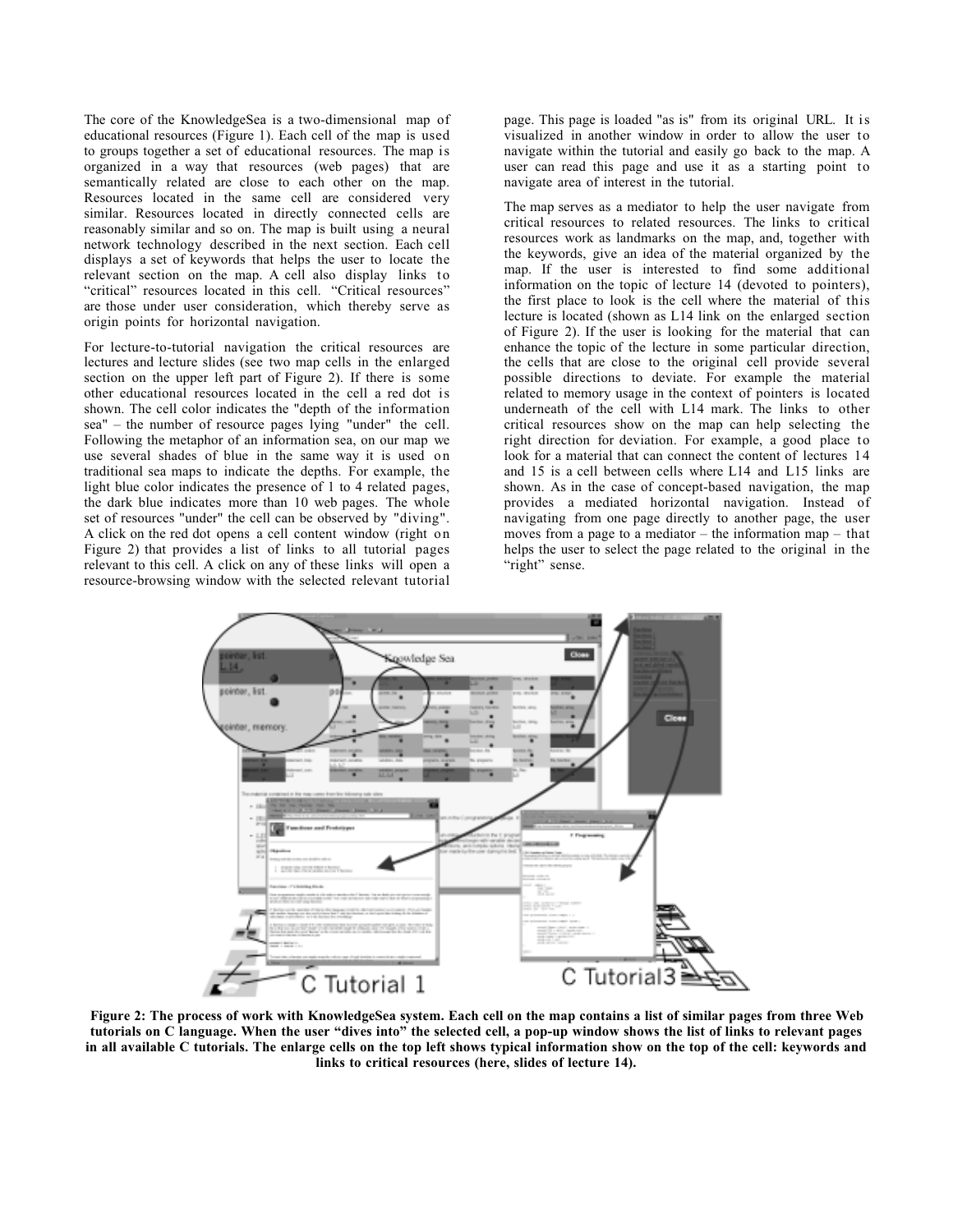The core of the KnowledgeSea is a two-dimensional map of educational resources (Figure 1). Each cell of the map is used to groups together a set of educational resources. The map is organized in a way that resources (web pages) that are semantically related are close to each other on the map. Resources located in the same cell are considered very similar. Resources located in directly connected cells are reasonably similar and so on. The map is built using a neural network technology described in the next section. Each cell displays a set of keywords that helps the user to locate the relevant section on the map. A cell also display links to "critical" resources located in this cell. "Critical resources" are those under user consideration, which thereby serve as origin points for horizontal navigation.

For lecture-to-tutorial navigation the critical resources are lectures and lecture slides (see two map cells in the enlarged section on the upper left part of Figure 2). If there is some other educational resources located in the cell a red dot is shown. The cell color indicates the "depth of the information sea" – the number of resource pages lying "under" the cell. Following the metaphor of an information sea, on our map we use several shades of blue in the same way it is used on traditional sea maps to indicate the depths. For example, the light blue color indicates the presence of 1 to 4 related pages, the dark blue indicates more than 10 web pages. The whole set of resources "under" the cell can be observed by "diving". A click on the red dot opens a cell content window (right on Figure 2) that provides a list of links to all tutorial pages relevant to this cell. A click on any of these links will open a resource-browsing window with the selected relevant tutorial page. This page is loaded "as is" from its original URL. It is visualized in another window in order to allow the user to navigate within the tutorial and easily go back to the map. A user can read this page and use it as a starting point to navigate area of interest in the tutorial.

The map serves as a mediator to help the user navigate from critical resources to related resources. The links to critical resources work as landmarks on the map, and, together with the keywords, give an idea of the material organized by the map. If the user is interested to find some additional information on the topic of lecture 14 (devoted to pointers), the first place to look is the cell where the material of this lecture is located (shown as L14 link on the enlarged section of Figure 2). If the user is looking for the material that can enhance the topic of the lecture in some particular direction, the cells that are close to the original cell provide several possible directions to deviate. For example the material related to memory usage in the context of pointers is located underneath of the cell with L14 mark. The links to other critical resources show on the map can help selecting the right direction for deviation. For example, a good place to look for a material that can connect the content of lectures 14 and 15 is a cell between cells where L14 and L15 links are shown. As in the case of concept-based navigation, the map provides a mediated horizontal navigation. Instead of navigating from one page directly to another page, the user moves from a page to a mediator – the information map – that helps the user to select the page related to the original in the "right" sense.

**Figure 2: The process of work with KnowledgeSea system. Each cell on the map contains a list of similar pages from three Web tutorials on C language. When the user "dives into" the selected cell, a pop-up window shows the list of links to relevant pages in all available C tutorials. The enlarge cells on the top left shows typical information show on the top of the cell: keywords and links to critical resources (here, slides of lecture 14).**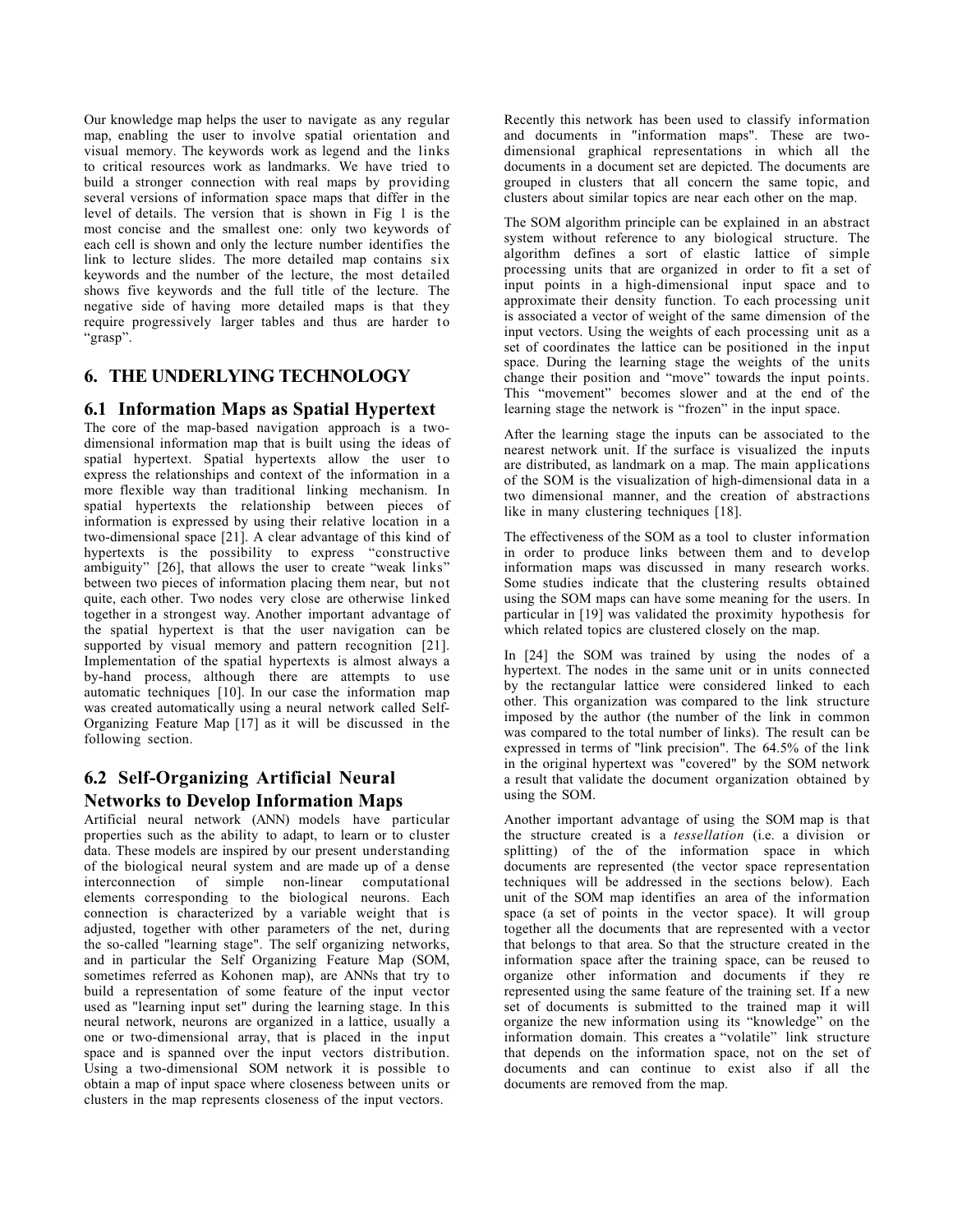Our knowledge map helps the user to navigate as any regular map, enabling the user to involve spatial orientation and visual memory. The keywords work as legend and the links to critical resources work as landmarks. We have tried to build a stronger connection with real maps by providing several versions of information space maps that differ in the level of details. The version that is shown in Fig 1 is the most concise and the smallest one: only two keywords of each cell is shown and only the lecture number identifies the link to lecture slides. The more detailed map contains six keywords and the number of the lecture, the most detailed shows five keywords and the full title of the lecture. The negative side of having more detailed maps is that they require progressively larger tables and thus are harder to "grasp".

## 6. THE UNDERLYING TECHNOLOGY

### 6.1 Information Maps as Spatial Hypertext

The core of the map-based navigation approach is a two-dimensional information map that is built using the ideas of spatial hypertext. Spatial hypertexts allow the user to express the relationships and context of the information in a more flexible way than traditional linking mechanism. In spatial hypertexts the relationship between pieces of information is expressed by using their relative location in a two-dimensional space [21]. A clear advantage of this kind of hypertexts is the possibility to express "constructive ambiguity" [26], that allows the user to create "weak links" between two pieces of information placing them near, but not quite, each other. Two nodes very close are otherwise linked together in a strongest way. Another important advantage of the spatial hypertext is that the user navigation can be supported by visual memory and pattern recognition [21]. Implementation of the spatial hypertexts is almost always a by-hand process, although there are attempts to use automatic techniques [10]. In our case the information map was created automatically using a neural network called Self-Organizing Feature Map [17] as it will be discussed in the following section.

### 6.2 Self-Organizing Artificial Neural Networks to Develop Information Maps

Artificial neural network (ANN) models have particular properties such as the ability to adapt, to learn or to cluster data. These models are inspired by our present understanding of the biological neural system and are made up of a dense interconnection of simple non-linear computational elements corresponding to the biological neurons. Each connection is characterized by a variable weight that is adjusted, together with other parameters of the net, during the so-called "learning stage". The self organizing networks, and in particular the Self Organizing Feature Map (SOM, sometimes referred as Kohonen map), are ANNs that try to build a representation of some feature of the input vector used as "learning input set" during the learning stage. In this neural network, neurons are organized in a lattice, usually a one or two-dimensional array, that is placed in the input space and is spanned over the input vectors distribution. Using a two-dimensional SOM network it is possible to obtain a map of input space where closeness between units or clusters in the map represents closeness of the input vectors.

Recently this network has been used to classify information and documents in "information maps". These are two-dimensional graphical representations in which all the documents in a document set are depicted. The documents are grouped in clusters that all concern the same topic, and clusters about similar topics are near each other on the map.

The SOM algorithm principle can be explained in an abstract system without reference to any biological structure. The algorithm defines a sort of elastic lattice of simple processing units that are organized in order to fit a set of input points in a high-dimensional input space and to approximate their density function. To each processing unit is associated a vector of weight of the same dimension of the input vectors. Using the weights of each processing unit as a set of coordinates the lattice can be positioned in the input space. During the learning stage the weights of the units change their position and "move" towards the input points. This "movement" becomes slower and at the end of the learning stage the network is "frozen" in the input space.

After the learning stage the inputs can be associated to the nearest network unit. If the surface is visualized the inputs are distributed, as landmark on a map. The main applications of the SOM is the visualization of high-dimensional data in a two dimensional manner, and the creation of abstractions like in many clustering techniques [18].

The effectiveness of the SOM as a tool to cluster information in order to produce links between them and to develop information maps was discussed in many research works. Some studies indicate that the clustering results obtained using the SOM maps can have some meaning for the users. In particular in [19] was validated the proximity hypothesis for which related topics are clustered closely on the map.

In [24] the SOM was trained by using the nodes of a hypertext. The nodes in the same unit or in units connected by the rectangular lattice were considered linked to each other. This organization was compared to the link structure imposed by the author (the number of the link in common was compared to the total number of links). The result can be expressed in terms of "link precision". The 64.5% of the link in the original hypertext was "covered" by the SOM network a result that validate the document organization obtained by using the SOM.

Another important advantage of using the SOM map is that the structure created is a *tessellation* (i.e. a division or splitting) of the of the information space in which documents are represented (the vector space representation techniques will be addressed in the sections below). Each unit of the SOM map identifies an area of the information space (a set of points in the vector space). It will group together all the documents that are represented with a vector that belongs to that area. So that the structure created in the information space after the training space, can be reused to organize other information and documents if they re represented using the same feature of the training set. If a new set of documents is submitted to the trained map it will organize the new information using its "knowledge" on the information domain. This creates a "volatile" link structure that depends on the information space, not on the set of documents and can continue to exist also if all the documents are removed from the map.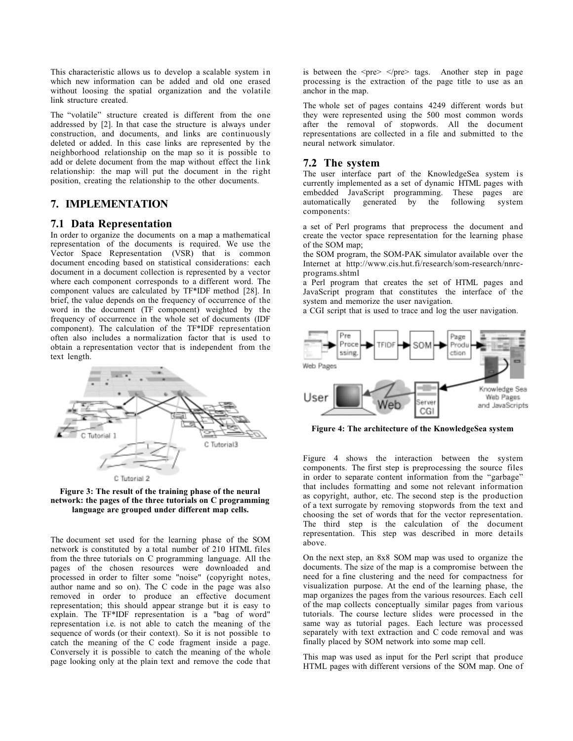This characteristic allows us to develop a scalable system in which new information can be added and old one erased without loosing the spatial organization and the volatile link structure created.

The "volatile" structure created is different from the one addressed by [2]. In that case the structure is always under construction, and documents, and links are continuously deleted or added. In this case links are represented by the neighborhood relationship on the map so it is possible to add or delete document from the map without effect the link relationship: the map will put the document in the right position, creating the relationship to the other documents.

## 7. IMPLEMENTATION

### 7.1 Data Representation

In order to organize the documents on a map a mathematical representation of the documents is required. We use the Vector Space Representation (VSR) that is common document encoding based on statistical considerations: each document in a document collection is represented by a vector where each component corresponds to a different word. The component values are calculated by TF*IDF method [28]. In brief, the value depends on the frequency of occurrence of the word in the document (TF component) weighted by the frequency of occurrence in the whole set of documents (IDF component). The calculation of the TF*IDF representation often also includes a normalization factor that is used to obtain a representation vector that is independent from the text length.

**Figure 3: The result of the training phase of the neural network: the pages of the three tutorials on C programming language are grouped under different map cells.**

The document set used for the learning phase of the SOM network is constituted by a total number of 210 HTML files from the three tutorials on C programming language. All the pages of the chosen resources were downloaded and processed in order to filter some "noise" (copyright notes, author name and so on). The C code in the page was also removed in order to produce an effective document representation; this should appear strange but it is easy to explain. The TF*IDF representation is a "bag of word" representation i.e. is not able to catch the meaning of the sequence of words (or their context). So it is not possible to catch the meaning of the C code fragment inside a page. Conversely it is possible to catch the meaning of the whole page looking only at the plain text and remove the code that is between the <pre> </pre> tags. Another step in page processing is the extraction of the page title to use as an anchor in the map.

The whole set of pages contains 4249 different words but they were represented using the 500 most common words after the removal of stopwords. All the document representations are collected in a file and submitted to the neural network simulator.

### 7.2 The system

The user interface part of the KnowledgeSea system is currently implemented as a set of dynamic HTML pages with embedded JavaScript programming. These pages are automatically generated by the following system components:

a set of Perl programs that preprocess the document and create the vector space representation for the learning phase of the SOM map;

the SOM program, the SOM-PAK simulator available over the Internet at http://www.cis.hut.fi/research/som-research/nnrc-programs.shtml

a Perl program that creates the set of HTML pages and JavaScript program that constitutes the interface of the system and memorize the user navigation.

a CGI script that is used to trace and log the user navigation.

**Figure 4: The architecture of the KnowledgeSea system**

Figure 4 shows the interaction between the system components. The first step is preprocessing the source files in order to separate content information from the "garbage" that includes formatting and some not relevant information as copyright, author, etc. The second step is the production of a text surrogate by removing stopwords from the text and choosing the set of words that for the vector representation. The third step is the calculation of the document representation. This step was described in more details above.

On the next step, an 8x8 SOM map was used to organize the documents. The size of the map is a compromise between the need for a fine clustering and the need for compactness for visualization purpose. At the end of the learning phase, the map organizes the pages from the various resources. Each cell of the map collects conceptually similar pages from various tutorials. The course lecture slides were processed in the same way as tutorial pages. Each lecture was processed separately with text extraction and C code removal and was finally placed by SOM network into some map cell.

This map was used as input for the Perl script that produce HTML pages with different versions of the SOM map. One of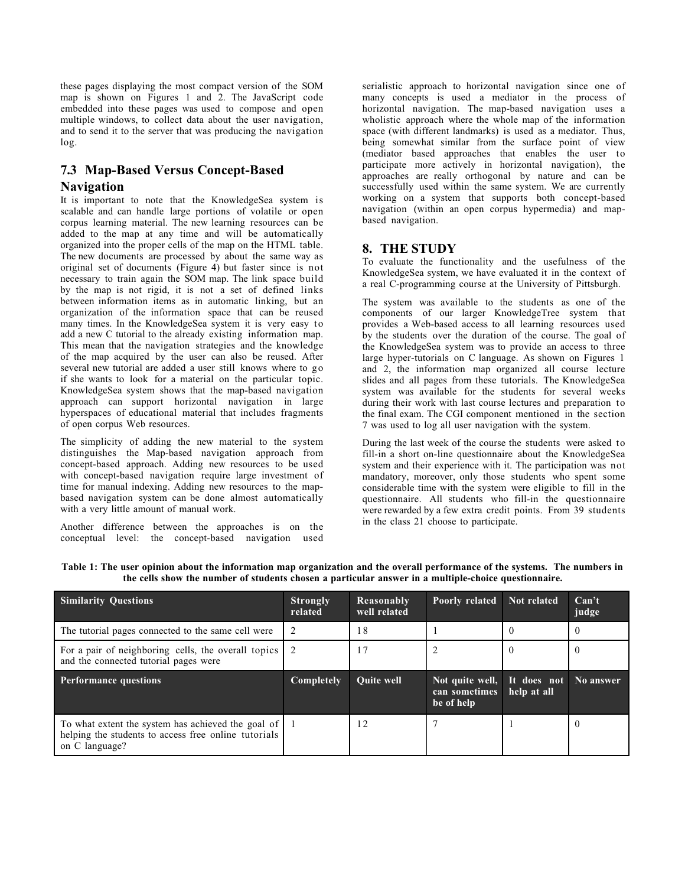these pages displaying the most compact version of the SOM map is shown on Figures 1 and 2. The JavaScript code embedded into these pages was used to compose and open multiple windows, to collect data about the user navigation, and to send it to the server that was producing the navigation log.

## 7.3 Map-Based Versus Concept-Based Navigation

It is important to note that the KnowledgeSea system is scalable and can handle large portions of volatile or open corpus learning material. The new learning resources can be added to the map at any time and will be automatically organized into the proper cells of the map on the HTML table. The new documents are processed by about the same way as original set of documents (Figure 4) but faster since is not necessary to train again the SOM map. The link space build by the map is not rigid, it is not a set of defined links between information items as in automatic linking, but an organization of the information space that can be reused many times. In the KnowledgeSea system it is very easy to add a new C tutorial to the already existing information map. This mean that the navigation strategies and the knowledge of the map acquired by the user can also be reused. After several new tutorial are added a user still knows where to go if she wants to look for a material on the particular topic. KnowledgeSea system shows that the map-based navigation approach can support horizontal navigation in large hyperspaces of educational material that includes fragments of open corpus Web resources.

The simplicity of adding the new material to the system distinguishes the Map-based navigation approach from concept-based approach. Adding new resources to be used with concept-based navigation require large investment of time for manual indexing. Adding new resources to the map-based navigation system can be done almost automatically with a very little amount of manual work.

Another difference between the approaches is on the conceptual level: the concept-based navigation used serialistic approach to horizontal navigation since one of many concepts is used a mediator in the process of horizontal navigation. The map-based navigation uses a wholistic approach where the whole map of the information space (with different landmarks) is used as a mediator. Thus, being somewhat similar from the surface point of view (mediator based approaches that enables the user to participate more actively in horizontal navigation), the approaches are really orthogonal by nature and can be successfully used within the same system. We are currently working on a system that supports both concept-based navigation (within an open corpus hypermedia) and map-based navigation.

# 8. THE STUDY

To evaluate the functionality and the usefulness of the KnowledgeSea system, we have evaluated it in the context of a real C-programming course at the University of Pittsburgh.

The system was available to the students as one of the components of our larger KnowledgeTree system that provides a Web-based access to all learning resources used by the students over the duration of the course. The goal of the KnowledgeSea system was to provide an access to three large hyper-tutorials on C language. As shown on Figures 1 and 2, the information map organized all course lecture slides and all pages from these tutorials. The KnowledgeSea system was available for the students for several weeks during their work with last course lectures and preparation to the final exam. The CGI component mentioned in the section 7 was used to log all user navigation with the system.

During the last week of the course the students were asked to fill-in a short on-line questionnaire about the KnowledgeSea system and their experience with it. The participation was not mandatory, moreover, only those students who spent some considerable time with the system were eligible to fill in the questionnaire. All students who fill-in the questionnaire were rewarded by a few extra credit points. From 39 students in the class 21 choose to participate.

**Table 1: The user opinion about the information map organization and the overall performance of the systems. The numbers in the cells show the number of students chosen a particular answer in a multiple-choice questionnaire.**

| **Similarity Questions** | **Strongly related** | **Reasonably well related** | **Poorly related** | **Not related** | **Can't judge** |
|---|---|---|---|---|---|
| The tutorial pages connected to the same cell were | 2 | 18 | 1 | 0 | 0 |
| For a pair of neighboring cells, the overall topics and the connected tutorial pages were | 2 | 17 | 2 | 0 | 0 |
| **Performance questions** | **Completely** | **Quite well** | **Not quite well, can sometimes be of help** | **It does not help at all** | **No answer** |
| To what extent the system has achieved the goal of helping the students to access free online tutorials on C language? | 1 | 12 | 7 | 1 | 0 |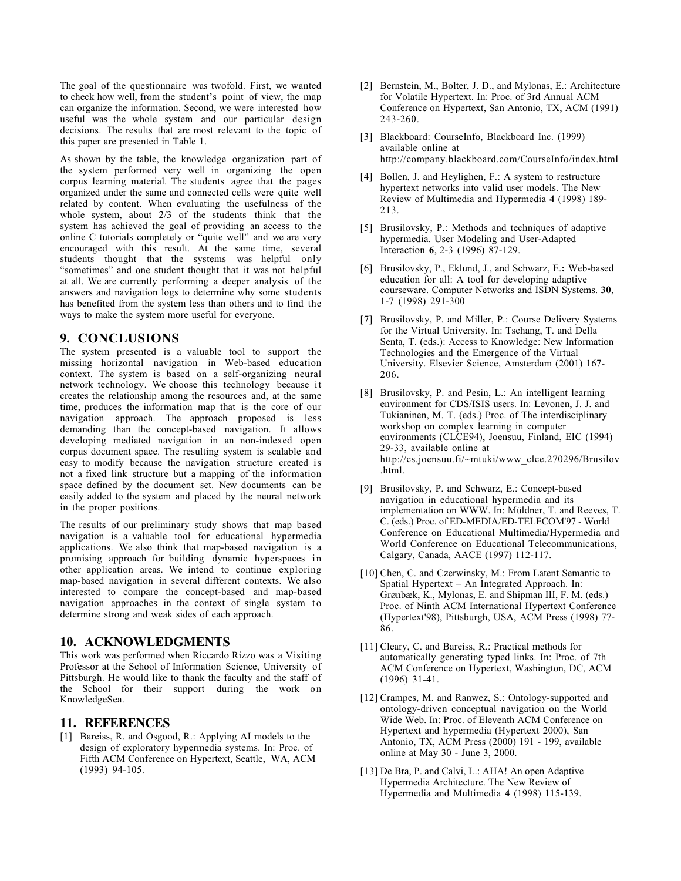The goal of the questionnaire was twofold. First, we wanted to check how well, from the student's point of view, the map can organize the information. Second, we were interested how useful was the whole system and our particular design decisions. The results that are most relevant to the topic of this paper are presented in Table 1.

As shown by the table, the knowledge organization part of the system performed very well in organizing the open corpus learning material. The students agree that the pages organized under the same and connected cells were quite well related by content. When evaluating the usefulness of the whole system, about 2/3 of the students think that the system has achieved the goal of providing an access to the online C tutorials completely or "quite well" and we are very encouraged with this result. At the same time, several students thought that the systems was helpful only "sometimes" and one student thought that it was not helpful at all. We are currently performing a deeper analysis of the answers and navigation logs to determine why some students has benefited from the system less than others and to find the ways to make the system more useful for everyone.

## 9. CONCLUSIONS

The system presented is a valuable tool to support the missing horizontal navigation in Web-based education context. The system is based on a self-organizing neural network technology. We choose this technology because it creates the relationship among the resources and, at the same time, produces the information map that is the core of our navigation approach. The approach proposed is less demanding than the concept-based navigation. It allows developing mediated navigation in an non-indexed open corpus document space. The resulting system is scalable and easy to modify because the navigation structure created is not a fixed link structure but a mapping of the information space defined by the document set. New documents can be easily added to the system and placed by the neural network in the proper positions.

The results of our preliminary study shows that map based navigation is a valuable tool for educational hypermedia applications. We also think that map-based navigation is a promising approach for building dynamic hyperspaces in other application areas. We intend to continue exploring map-based navigation in several different contexts. We also interested to compare the concept-based and map-based navigation approaches in the context of single system to determine strong and weak sides of each approach.

## 10. ACKNOWLEDGMENTS

This work was performed when Riccardo Rizzo was a Visiting Professor at the School of Information Science, University of Pittsburgh. He would like to thank the faculty and the staff of the School for their support during the work on KnowledgeSea.

## 11. REFERENCES

[1] Bareiss, R. and Osgood, R.: Applying AI models to the design of exploratory hypermedia systems. In: Proc. of Fifth ACM Conference on Hypertext, Seattle, WA, ACM (1993) 94-105.

[2] Bernstein, M., Bolter, J. D., and Mylonas, E.: Architecture for Volatile Hypertext. In: Proc. of 3rd Annual ACM Conference on Hypertext, San Antonio, TX, ACM (1991) 243-260.

[3] Blackboard: CourseInfo, Blackboard Inc. (1999) available online at http://company.blackboard.com/CourseInfo/index.html

[4] Bollen, J. and Heylighen, F.: A system to restructure hypertext networks into valid user models. The New Review of Multimedia and Hypermedia **4** (1998) 189-213.

[5] Brusilovsky, P.: Methods and techniques of adaptive hypermedia. User Modeling and User-Adapted Interaction **6**, 2-3 (1996) 87-129.

[6] Brusilovsky, P., Eklund, J., and Schwarz, E.**:** Web-based education for all: A tool for developing adaptive courseware. Computer Networks and ISDN Systems. **30**, 1-7 (1998) 291-300

[7] Brusilovsky, P. and Miller, P.: Course Delivery Systems for the Virtual University. In: Tschang, T. and Della Senta, T. (eds.): Access to Knowledge: New Information Technologies and the Emergence of the Virtual University. Elsevier Science, Amsterdam (2001) 167-206.

[8] Brusilovsky, P. and Pesin, L.: An intelligent learning environment for CDS/ISIS users. In: Levonen, J. J. and Tukianinen, M. T. (eds.) Proc. of The interdisciplinary workshop on complex learning in computer environments (CLCE94), Joensuu, Finland, EIC (1994) 29-33, available online at http://cs.joensuu.fi/~mtuki/www_clce.270296/Brusilov.html.

[9] Brusilovsky, P. and Schwarz, E.: Concept-based navigation in educational hypermedia and its implementation on WWW. In: Müldner, T. and Reeves, T. C. (eds.) Proc. of ED-MEDIA/ED-TELECOM'97 - World Conference on Educational Multimedia/Hypermedia and World Conference on Educational Telecommunications, Calgary, Canada, AACE (1997) 112-117.

[10] Chen, C. and Czerwinsky, M.: From Latent Semantic to Spatial Hypertext – An Integrated Approach. In: Grønbæk, K., Mylonas, E. and Shipman III, F. M. (eds.) Proc. of Ninth ACM International Hypertext Conference (Hypertext'98), Pittsburgh, USA, ACM Press (1998) 77-86.

[11] Cleary, C. and Bareiss, R.: Practical methods for automatically generating typed links. In: Proc. of 7th ACM Conference on Hypertext, Washington, DC, ACM (1996) 31-41.

[12] Crampes, M. and Ranwez, S.: Ontology-supported and ontology-driven conceptual navigation on the World Wide Web. In: Proc. of Eleventh ACM Conference on Hypertext and hypermedia (Hypertext 2000), San Antonio, TX, ACM Press (2000) 191 - 199, available online at May 30 - June 3, 2000.

[13] De Bra, P. and Calvi, L.: AHA! An open Adaptive Hypermedia Architecture. The New Review of Hypermedia and Multimedia **4** (1998) 115-139.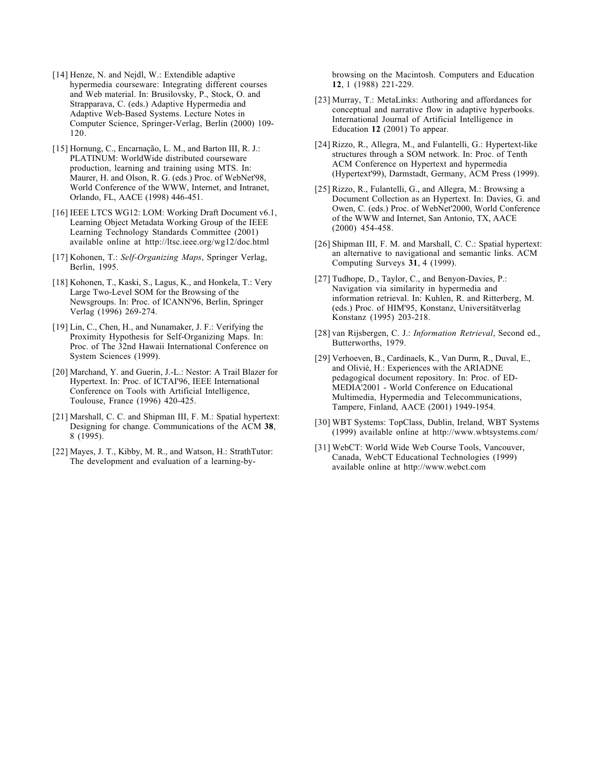[14] Henze, N. and Nejdl, W.: Extendible adaptive hypermedia courseware: Integrating different courses and Web material. In: Brusilovsky, P., Stock, O. and Strapparava, C. (eds.) Adaptive Hypermedia and Adaptive Web-Based Systems. Lecture Notes in Computer Science, Springer-Verlag, Berlin (2000) 109-120.

[15] Hornung, C., Encarnação, L. M., and Barton III, R. J.: PLATINUM: WorldWide distributed courseware production, learning and training using MTS. In: Maurer, H. and Olson, R. G. (eds.) Proc. of WebNet'98, World Conference of the WWW, Internet, and Intranet, Orlando, FL, AACE (1998) 446-451.

[16] IEEE LTCS WG12: LOM: Working Draft Document v6.1, Learning Object Metadata Working Group of the IEEE Learning Technology Standards Committee (2001) available online at http://ltsc.ieee.org/wg12/doc.html

[17] Kohonen, T.: *Self-Organizing Maps*, Springer Verlag, Berlin, 1995.

[18] Kohonen, T., Kaski, S., Lagus, K., and Honkela, T.: Very Large Two-Level SOM for the Browsing of the Newsgroups. In: Proc. of ICANN'96, Berlin, Springer Verlag (1996) 269-274.

[19] Lin, C., Chen, H., and Nunamaker, J. F.: Verifying the Proximity Hypothesis for Self-Organizing Maps. In: Proc. of The 32nd Hawaii International Conference on System Sciences (1999).

[20] Marchand, Y. and Guerin, J.-L.: Nestor: A Trail Blazer for Hypertext. In: Proc. of ICTAI'96, IEEE International Conference on Tools with Artificial Intelligence, Toulouse, France (1996) 420-425.

[21] Marshall, C. C. and Shipman III, F. M.: Spatial hypertext: Designing for change. Communications of the ACM **38**, 8 (1995).

[22] Mayes, J. T., Kibby, M. R., and Watson, H.: StrathTutor: The development and evaluation of a learning-by-browsing on the Macintosh. Computers and Education **12**, 1 (1988) 221-229.

[23] Murray, T.: MetaLinks: Authoring and affordances for conceptual and narrative flow in adaptive hyperbooks. International Journal of Artificial Intelligence in Education **12** (2001) To appear.

[24] Rizzo, R., Allegra, M., and Fulantelli, G.: Hypertext-like structures through a SOM network. In: Proc. of Tenth ACM Conference on Hypertext and hypermedia (Hypertext'99), Darmstadt, Germany, ACM Press (1999).

[25] Rizzo, R., Fulantelli, G., and Allegra, M.: Browsing a Document Collection as an Hypertext. In: Davies, G. and Owen, C. (eds.) Proc. of WebNet'2000, World Conference of the WWW and Internet, San Antonio, TX, AACE (2000) 454-458.

[26] Shipman III, F. M. and Marshall, C. C.: Spatial hypertext: an alternative to navigational and semantic links. ACM Computing Surveys **31**, 4 (1999).

[27] Tudhope, D., Taylor, C., and Benyon-Davies, P.: Navigation via similarity in hypermedia and information retrieval. In: Kuhlen, R. and Ritterberg, M. (eds.) Proc. of HIM'95, Konstanz, Universitätverlag Konstanz (1995) 203-218.

[28] van Rijsbergen, C. J.: *Information Retrieval*, Second ed., Butterworths, 1979.

[29] Verhoeven, B., Cardinaels, K., Van Durm, R., Duval, E., and Olivié, H.: Experiences with the ARIADNE pedagogical document repository. In: Proc. of ED-MEDIA'2001 - World Conference on Educational Multimedia, Hypermedia and Telecommunications, Tampere, Finland, AACE (2001) 1949-1954.

[30] WBT Systems: TopClass, Dublin, Ireland, WBT Systems (1999) available online at http://www.wbtsystems.com/

[31] WebCT: World Wide Web Course Tools, Vancouver, Canada, WebCT Educational Technologies (1999) available online at http://www.webct.com